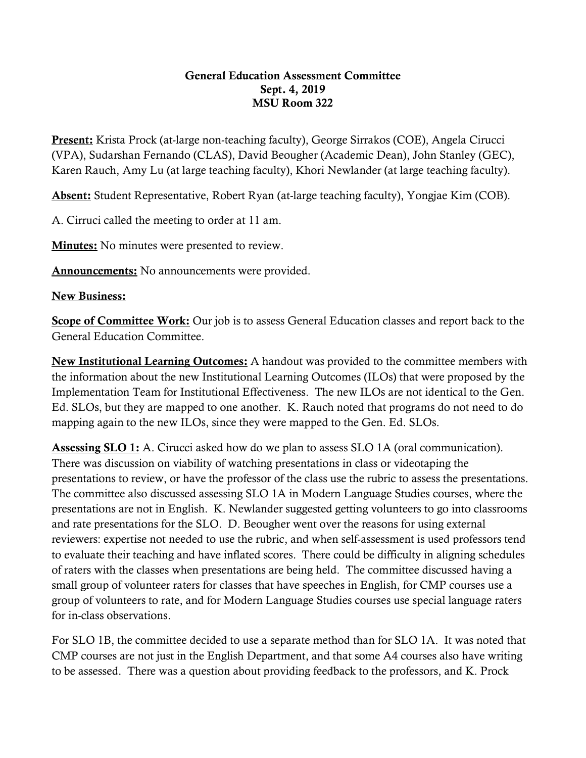**General Education Assessment Committee**
**Sept. 4, 2019**
**MSU Room 322**

**Present:** Krista Prock (at-large non-teaching faculty), George Sirrakos (COE), Angela Cirucci (VPA), Sudarshan Fernando (CLAS), David Beougher (Academic Dean), John Stanley (GEC), Karen Rauch, Amy Lu (at large teaching faculty), Khori Newlander (at large teaching faculty).

**Absent:** Student Representative, Robert Ryan (at-large teaching faculty), Yongjae Kim (COB).

A. Cirruci called the meeting to order at 11 am.

**Minutes:** No minutes were presented to review.

**Announcements:** No announcements were provided.

**New Business:**

**Scope of Committee Work:** Our job is to assess General Education classes and report back to the General Education Committee.

**New Institutional Learning Outcomes:** A handout was provided to the committee members with the information about the new Institutional Learning Outcomes (ILOs) that were proposed by the Implementation Team for Institutional Effectiveness. The new ILOs are not identical to the Gen. Ed. SLOs, but they are mapped to one another. K. Rauch noted that programs do not need to do mapping again to the new ILOs, since they were mapped to the Gen. Ed. SLOs.

**Assessing SLO 1:** A. Cirucci asked how do we plan to assess SLO 1A (oral communication). There was discussion on viability of watching presentations in class or videotaping the presentations to review, or have the professor of the class use the rubric to assess the presentations. The committee also discussed assessing SLO 1A in Modern Language Studies courses, where the presentations are not in English. K. Newlander suggested getting volunteers to go into classrooms and rate presentations for the SLO. D. Beougher went over the reasons for using external reviewers: expertise not needed to use the rubric, and when self-assessment is used professors tend to evaluate their teaching and have inflated scores. There could be difficulty in aligning schedules of raters with the classes when presentations are being held. The committee discussed having a small group of volunteer raters for classes that have speeches in English, for CMP courses use a group of volunteers to rate, and for Modern Language Studies courses use special language raters for in-class observations.

For SLO 1B, the committee decided to use a separate method than for SLO 1A. It was noted that CMP courses are not just in the English Department, and that some A4 courses also have writing to be assessed. There was a question about providing feedback to the professors, and K. Prock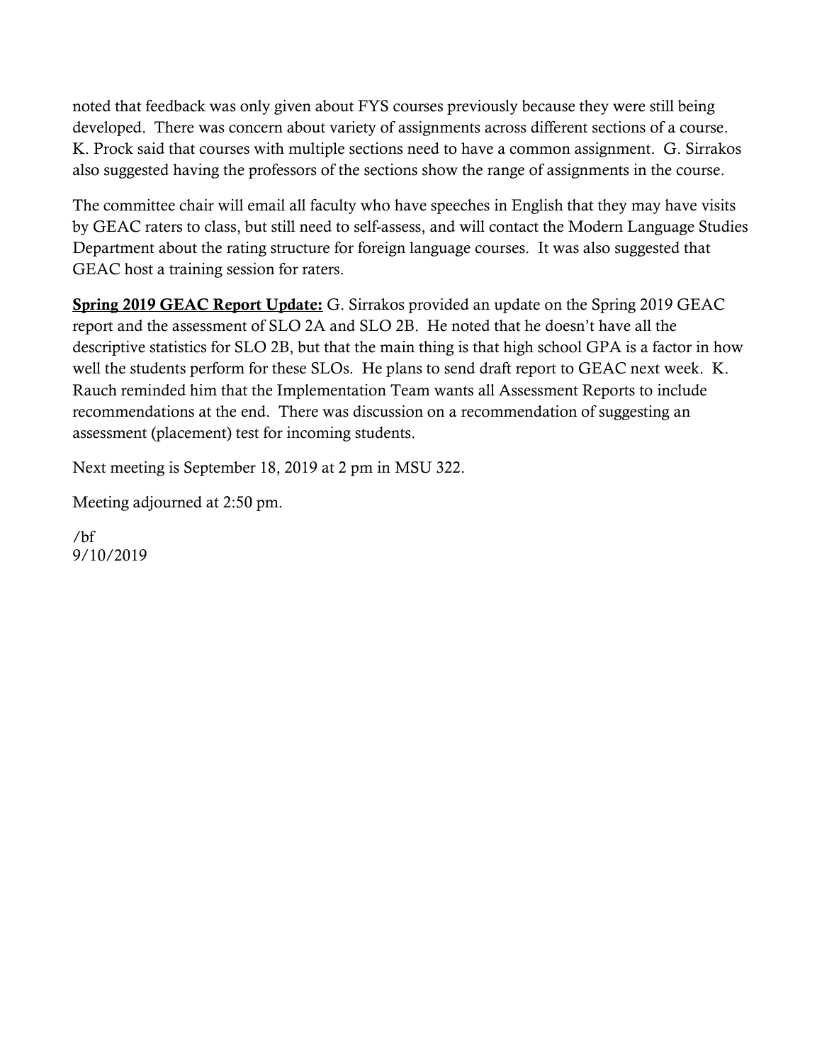noted that feedback was only given about FYS courses previously because they were still being developed. There was concern about variety of assignments across different sections of a course. K. Prock said that courses with multiple sections need to have a common assignment. G. Sirrakos also suggested having the professors of the sections show the range of assignments in the course.

The committee chair will email all faculty who have speeches in English that they may have visits by GEAC raters to class, but still need to self-assess, and will contact the Modern Language Studies Department about the rating structure for foreign language courses. It was also suggested that GEAC host a training session for raters.

**Spring 2019 GEAC Report Update:** G. Sirrakos provided an update on the Spring 2019 GEAC report and the assessment of SLO 2A and SLO 2B. He noted that he doesn't have all the descriptive statistics for SLO 2B, but that the main thing is that high school GPA is a factor in how well the students perform for these SLOs. He plans to send draft report to GEAC next week. K. Rauch reminded him that the Implementation Team wants all Assessment Reports to include recommendations at the end. There was discussion on a recommendation of suggesting an assessment (placement) test for incoming students.

Next meeting is September 18, 2019 at 2 pm in MSU 322.

Meeting adjourned at 2:50 pm.

/bf
9/10/2019